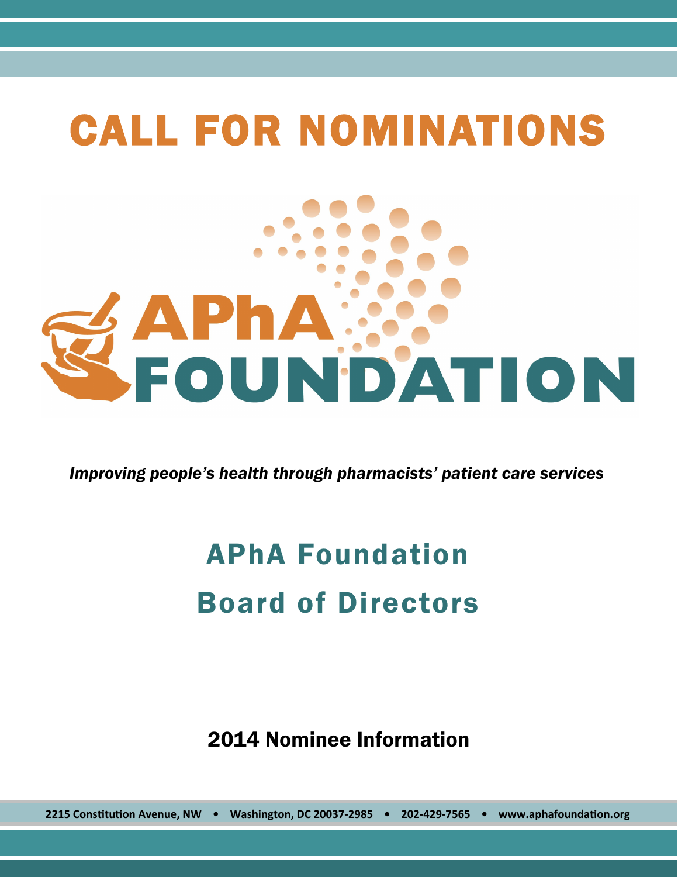# CALL FOR NOMINATIONS

APhA FOUNDATION

*Improving people's health through pharmacists' patient care services*

## APhA Foundation

## Board of Directors

### 2014 Nominee Information

**2215 Constitution Avenue, NW • Washington, DC 20037-2985 • 202-429-7565 • www.aphafoundation.org**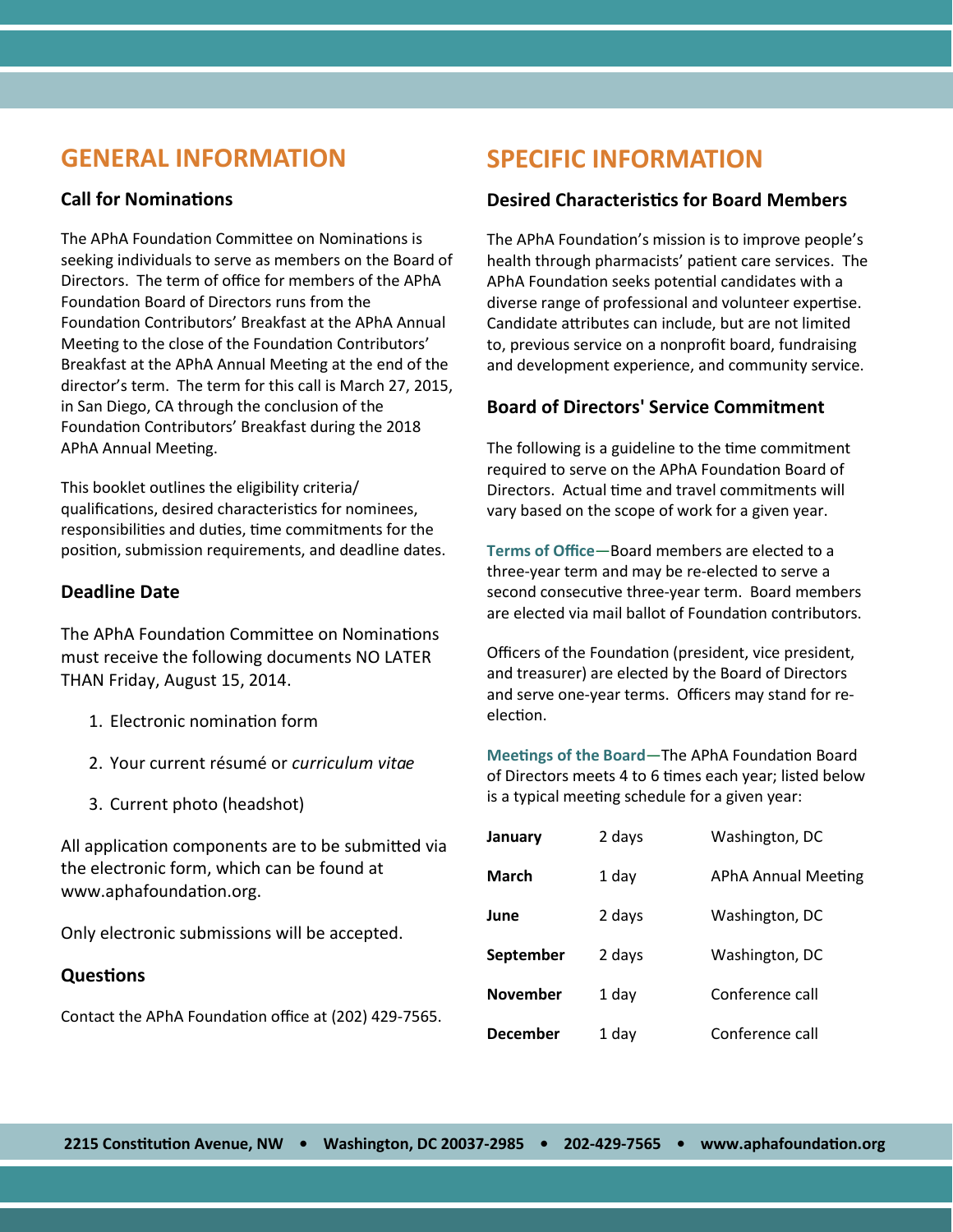# GENERAL INFORMATION

## Call for Nominations

The APhA Foundation Committee on Nominations is seeking individuals to serve as members on the Board of Directors. The term of office for members of the APhA Foundation Board of Directors runs from the Foundation Contributors' Breakfast at the APhA Annual Meeting to the close of the Foundation Contributors' Breakfast at the APhA Annual Meeting at the end of the director's term. The term for this call is March 27, 2015, in San Diego, CA through the conclusion of the Foundation Contributors' Breakfast during the 2018 APhA Annual Meeting.

This booklet outlines the eligibility criteria/ qualifications, desired characteristics for nominees, responsibilities and duties, time commitments for the position, submission requirements, and deadline dates.

## Deadline Date

The APhA Foundation Committee on Nominations must receive the following documents NO LATER THAN Friday, August 15, 2014.

1. Electronic nomination form
2. Your current résumé or *curriculum vitae*
3. Current photo (headshot)

All application components are to be submitted via the electronic form, which can be found at www.aphafoundation.org.

Only electronic submissions will be accepted.

## Questions

Contact the APhA Foundation office at (202) 429-7565.

# SPECIFIC INFORMATION

## Desired Characteristics for Board Members

The APhA Foundation's mission is to improve people's health through pharmacists' patient care services. The APhA Foundation seeks potential candidates with a diverse range of professional and volunteer expertise. Candidate attributes can include, but are not limited to, previous service on a nonprofit board, fundraising and development experience, and community service.

## Board of Directors' Service Commitment

The following is a guideline to the time commitment required to serve on the APhA Foundation Board of Directors. Actual time and travel commitments will vary based on the scope of work for a given year.

**Terms of Office**—Board members are elected to a three-year term and may be re-elected to serve a second consecutive three-year term. Board members are elected via mail ballot of Foundation contributors.

Officers of the Foundation (president, vice president, and treasurer) are elected by the Board of Directors and serve one-year terms. Officers may stand for re-election.

**Meetings of the Board**—The APhA Foundation Board of Directors meets 4 to 6 times each year; listed below is a typical meeting schedule for a given year:

| | | |
|---|---|---|
| **January** | 2 days | Washington, DC |
| **March** | 1 day | APhA Annual Meeting |
| **June** | 2 days | Washington, DC |
| **September** | 2 days | Washington, DC |
| **November** | 1 day | Conference call |
| **December** | 1 day | Conference call |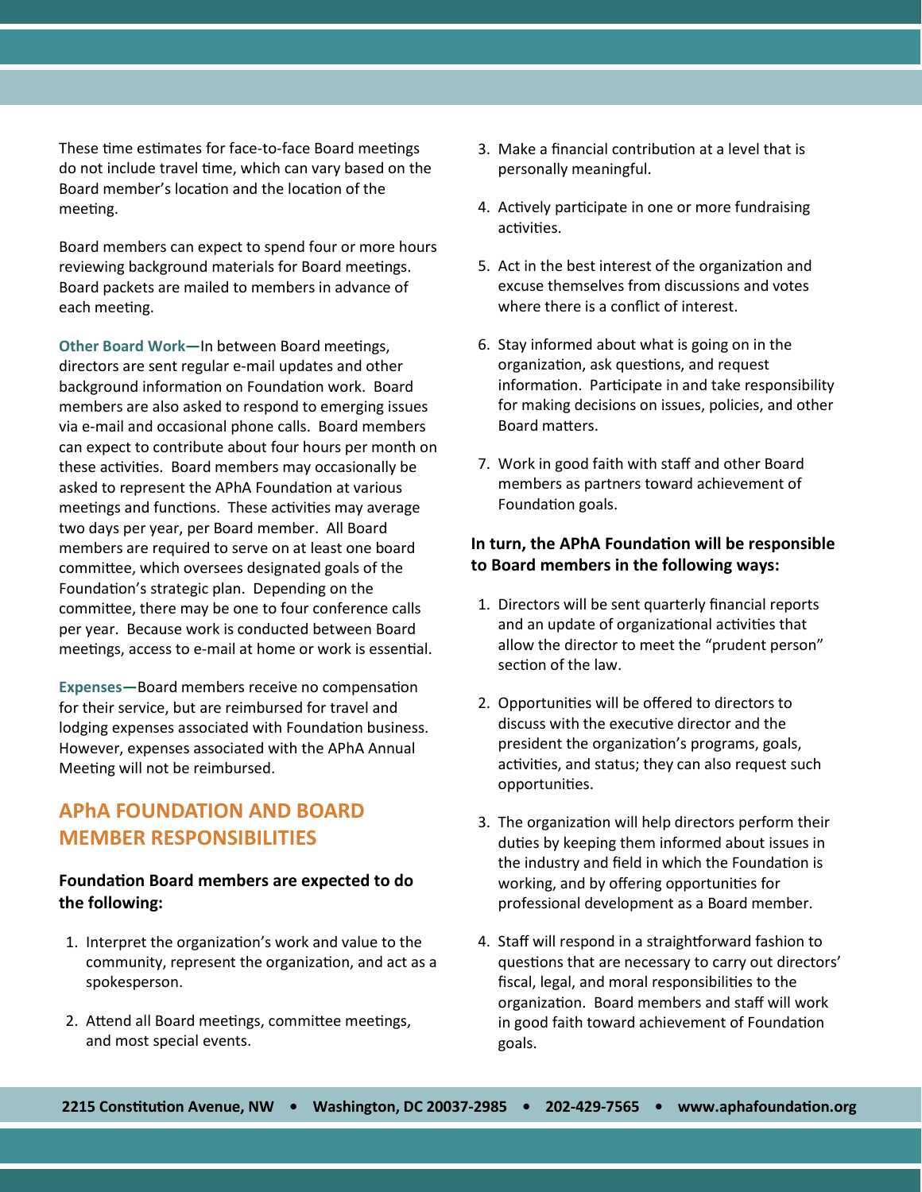These time estimates for face-to-face Board meetings do not include travel time, which can vary based on the Board member's location and the location of the meeting.

Board members can expect to spend four or more hours reviewing background materials for Board meetings. Board packets are mailed to members in advance of each meeting.

**Other Board Work—**In between Board meetings, directors are sent regular e-mail updates and other background information on Foundation work. Board members are also asked to respond to emerging issues via e-mail and occasional phone calls. Board members can expect to contribute about four hours per month on these activities. Board members may occasionally be asked to represent the APhA Foundation at various meetings and functions. These activities may average two days per year, per Board member. All Board members are required to serve on at least one board committee, which oversees designated goals of the Foundation's strategic plan. Depending on the committee, there may be one to four conference calls per year. Because work is conducted between Board meetings, access to e-mail at home or work is essential.

**Expenses—**Board members receive no compensation for their service, but are reimbursed for travel and lodging expenses associated with Foundation business. However, expenses associated with the APhA Annual Meeting will not be reimbursed.

## APhA FOUNDATION AND BOARD MEMBER RESPONSIBILITIES

### Foundation Board members are expected to do the following:

1. Interpret the organization's work and value to the community, represent the organization, and act as a spokesperson.
2. Attend all Board meetings, committee meetings, and most special events.
3. Make a financial contribution at a level that is personally meaningful.
4. Actively participate in one or more fundraising activities.
5. Act in the best interest of the organization and excuse themselves from discussions and votes where there is a conflict of interest.
6. Stay informed about what is going on in the organization, ask questions, and request information. Participate in and take responsibility for making decisions on issues, policies, and other Board matters.
7. Work in good faith with staff and other Board members as partners toward achievement of Foundation goals.

### In turn, the APhA Foundation will be responsible to Board members in the following ways:

1. Directors will be sent quarterly financial reports and an update of organizational activities that allow the director to meet the "prudent person" section of the law.
2. Opportunities will be offered to directors to discuss with the executive director and the president the organization's programs, goals, activities, and status; they can also request such opportunities.
3. The organization will help directors perform their duties by keeping them informed about issues in the industry and field in which the Foundation is working, and by offering opportunities for professional development as a Board member.
4. Staff will respond in a straightforward fashion to questions that are necessary to carry out directors' fiscal, legal, and moral responsibilities to the organization. Board members and staff will work in good faith toward achievement of Foundation goals.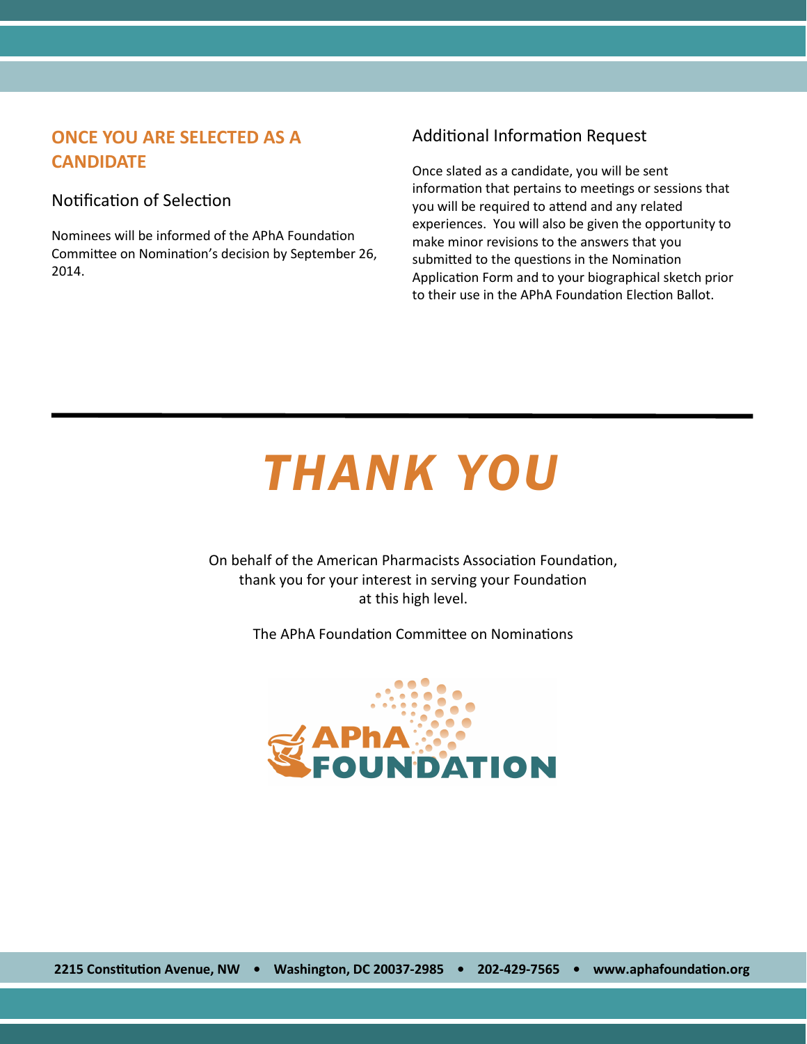## ONCE YOU ARE SELECTED AS A CANDIDATE

### Notification of Selection

Nominees will be informed of the APhA Foundation Committee on Nomination's decision by September 26, 2014.

### Additional Information Request

Once slated as a candidate, you will be sent information that pertains to meetings or sessions that you will be required to attend and any related experiences. You will also be given the opportunity to make minor revisions to the answers that you submitted to the questions in the Nomination Application Form and to your biographical sketch prior to their use in the APhA Foundation Election Ballot.

---

# *THANK YOU*

On behalf of the American Pharmacists Association Foundation, thank you for your interest in serving your Foundation at this high level.

The APhA Foundation Committee on Nominations

APhA FOUNDATION

**2215 Constitution Avenue, NW • Washington, DC 20037-2985 • 202-429-7565 • www.aphafoundation.org**